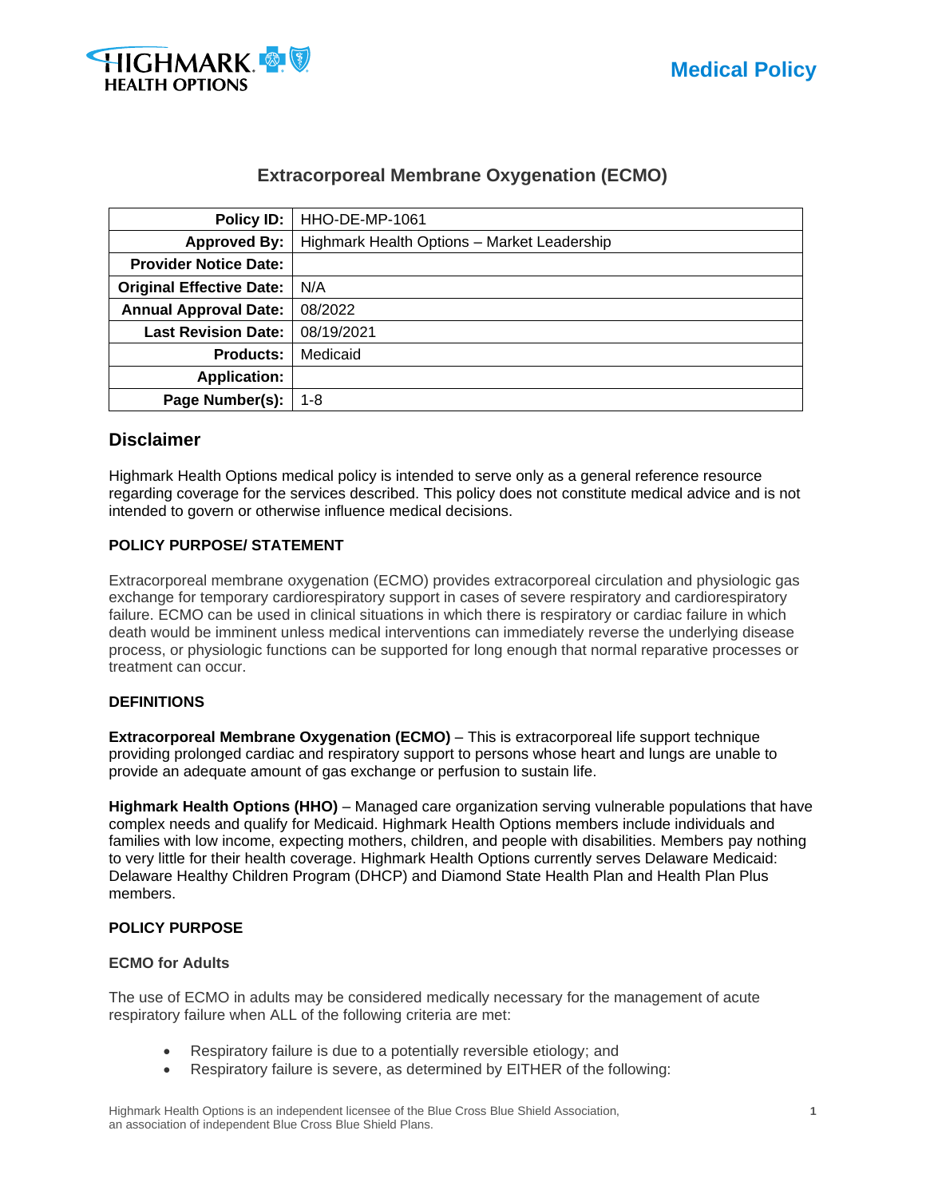Medical Policy

# Extracorporeal Membrane Oxygenation (ECMO)

| | |
|---|---|
| **Policy ID:** | HHO-DE-MP-1061 |
| **Approved By:** | Highmark Health Options – Market Leadership |
| **Provider Notice Date:** | |
| **Original Effective Date:** | N/A |
| **Annual Approval Date:** | 08/2022 |
| **Last Revision Date:** | 08/19/2021 |
| **Products:** | Medicaid |
| **Application:** | |
| **Page Number(s):** | 1-8 |

## Disclaimer

Highmark Health Options medical policy is intended to serve only as a general reference resource regarding coverage for the services described. This policy does not constitute medical advice and is not intended to govern or otherwise influence medical decisions.

### POLICY PURPOSE/ STATEMENT

Extracorporeal membrane oxygenation (ECMO) provides extracorporeal circulation and physiologic gas exchange for temporary cardiorespiratory support in cases of severe respiratory and cardiorespiratory failure. ECMO can be used in clinical situations in which there is respiratory or cardiac failure in which death would be imminent unless medical interventions can immediately reverse the underlying disease process, or physiologic functions can be supported for long enough that normal reparative processes or treatment can occur.

### DEFINITIONS

**Extracorporeal Membrane Oxygenation (ECMO)** – This is extracorporeal life support technique providing prolonged cardiac and respiratory support to persons whose heart and lungs are unable to provide an adequate amount of gas exchange or perfusion to sustain life.

**Highmark Health Options (HHO)** – Managed care organization serving vulnerable populations that have complex needs and qualify for Medicaid. Highmark Health Options members include individuals and families with low income, expecting mothers, children, and people with disabilities. Members pay nothing to very little for their health coverage. Highmark Health Options currently serves Delaware Medicaid: Delaware Healthy Children Program (DHCP) and Diamond State Health Plan and Health Plan Plus members.

### POLICY PURPOSE

#### ECMO for Adults

The use of ECMO in adults may be considered medically necessary for the management of acute respiratory failure when ALL of the following criteria are met:

- Respiratory failure is due to a potentially reversible etiology; and
- Respiratory failure is severe, as determined by EITHER of the following:

Highmark Health Options is an independent licensee of the Blue Cross Blue Shield Association, an association of independent Blue Cross Blue Shield Plans.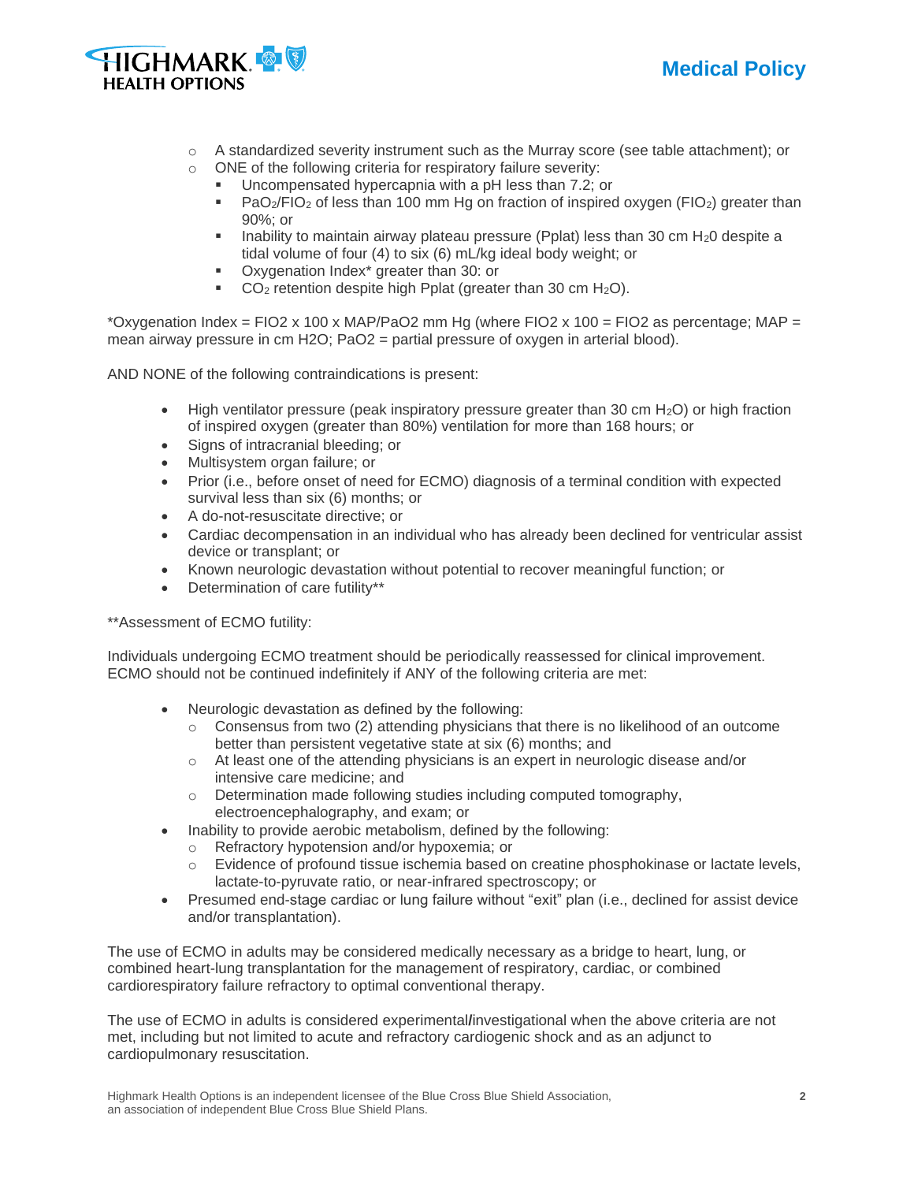- A standardized severity instrument such as the Murray score (see table attachment); or
- ONE of the following criteria for respiratory failure severity:
  - Uncompensated hypercapnia with a pH less than 7.2; or
  - $PaO_2$/$FIO_2$ of less than 100 mm Hg on fraction of inspired oxygen ($FIO_2$) greater than 90%; or
  - Inability to maintain airway plateau pressure (Pplat) less than 30 cm $H_20$ despite a tidal volume of four (4) to six (6) mL/kg ideal body weight; or
  - Oxygenation Index* greater than 30: or
  - $CO_2$ retention despite high Pplat (greater than 30 cm $H_2O$).

*Oxygenation Index = FIO2 x 100 x MAP/PaO2 mm Hg (where FIO2 x 100 = FIO2 as percentage; MAP = mean airway pressure in cm H2O; PaO2 = partial pressure of oxygen in arterial blood).

AND NONE of the following contraindications is present:

- High ventilator pressure (peak inspiratory pressure greater than 30 cm $H_2O$) or high fraction of inspired oxygen (greater than 80%) ventilation for more than 168 hours; or
- Signs of intracranial bleeding; or
- Multisystem organ failure; or
- Prior (i.e., before onset of need for ECMO) diagnosis of a terminal condition with expected survival less than six (6) months; or
- A do-not-resuscitate directive; or
- Cardiac decompensation in an individual who has already been declined for ventricular assist device or transplant; or
- Known neurologic devastation without potential to recover meaningful function; or
- Determination of care futility**

**Assessment of ECMO futility:

Individuals undergoing ECMO treatment should be periodically reassessed for clinical improvement. ECMO should not be continued indefinitely if ANY of the following criteria are met:

- Neurologic devastation as defined by the following:
  - Consensus from two (2) attending physicians that there is no likelihood of an outcome better than persistent vegetative state at six (6) months; and
  - At least one of the attending physicians is an expert in neurologic disease and/or intensive care medicine; and
  - Determination made following studies including computed tomography, electroencephalography, and exam; or
- Inability to provide aerobic metabolism, defined by the following:
  - Refractory hypotension and/or hypoxemia; or
  - Evidence of profound tissue ischemia based on creatine phosphokinase or lactate levels, lactate-to-pyruvate ratio, or near-infrared spectroscopy; or
- Presumed end-stage cardiac or lung failure without "exit" plan (i.e., declined for assist device and/or transplantation).

The use of ECMO in adults may be considered medically necessary as a bridge to heart, lung, or combined heart-lung transplantation for the management of respiratory, cardiac, or combined cardiorespiratory failure refractory to optimal conventional therapy.

The use of ECMO in adults is considered experimental/investigational when the above criteria are not met, including but not limited to acute and refractory cardiogenic shock and as an adjunct to cardiopulmonary resuscitation.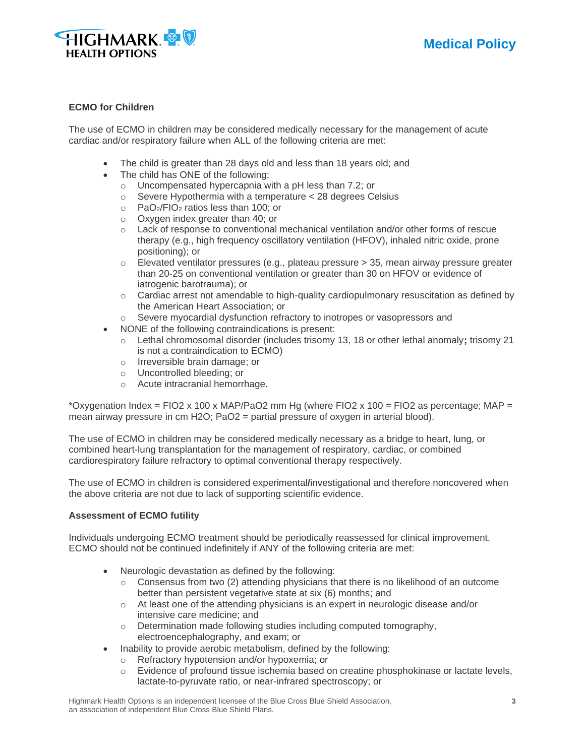**ECMO for Children**

The use of ECMO in children may be considered medically necessary for the management of acute cardiac and/or respiratory failure when ALL of the following criteria are met:

- The child is greater than 28 days old and less than 18 years old; and
- The child has ONE of the following:
  - Uncompensated hypercapnia with a pH less than 7.2; or
  - Severe Hypothermia with a temperature < 28 degrees Celsius
  - $PaO_2/FIO_2$ ratios less than 100; or
  - Oxygen index greater than 40; or
  - Lack of response to conventional mechanical ventilation and/or other forms of rescue therapy (e.g., high frequency oscillatory ventilation (HFOV), inhaled nitric oxide, prone positioning); or
  - Elevated ventilator pressures (e.g., plateau pressure > 35, mean airway pressure greater than 20-25 on conventional ventilation or greater than 30 on HFOV or evidence of iatrogenic barotrauma); or
  - Cardiac arrest not amendable to high-quality cardiopulmonary resuscitation as defined by the American Heart Association; or
  - Severe myocardial dysfunction refractory to inotropes or vasopressors and
- NONE of the following contraindications is present:
  - Lethal chromosomal disorder (includes trisomy 13, 18 or other lethal anomaly**;** trisomy 21 is not a contraindication to ECMO)
  - Irreversible brain damage; or
  - Uncontrolled bleeding; or
  - Acute intracranial hemorrhage.

*Oxygenation Index = FIO2 x 100 x MAP/PaO2 mm Hg (where FIO2 x 100 = FIO2 as percentage; MAP = mean airway pressure in cm H2O; PaO2 = partial pressure of oxygen in arterial blood).

The use of ECMO in children may be considered medically necessary as a bridge to heart, lung, or combined heart-lung transplantation for the management of respiratory, cardiac, or combined cardiorespiratory failure refractory to optimal conventional therapy respectively.

The use of ECMO in children is considered experimental**/**investigational and therefore noncovered when the above criteria are not due to lack of supporting scientific evidence.

**Assessment of ECMO futility**

Individuals undergoing ECMO treatment should be periodically reassessed for clinical improvement. ECMO should not be continued indefinitely if ANY of the following criteria are met:

- Neurologic devastation as defined by the following:
  - Consensus from two (2) attending physicians that there is no likelihood of an outcome better than persistent vegetative state at six (6) months; and
  - At least one of the attending physicians is an expert in neurologic disease and/or intensive care medicine; and
  - Determination made following studies including computed tomography, electroencephalography, and exam; or
- Inability to provide aerobic metabolism, defined by the following:
  - Refractory hypotension and/or hypoxemia; or
  - Evidence of profound tissue ischemia based on creatine phosphokinase or lactate levels, lactate-to-pyruvate ratio, or near-infrared spectroscopy; or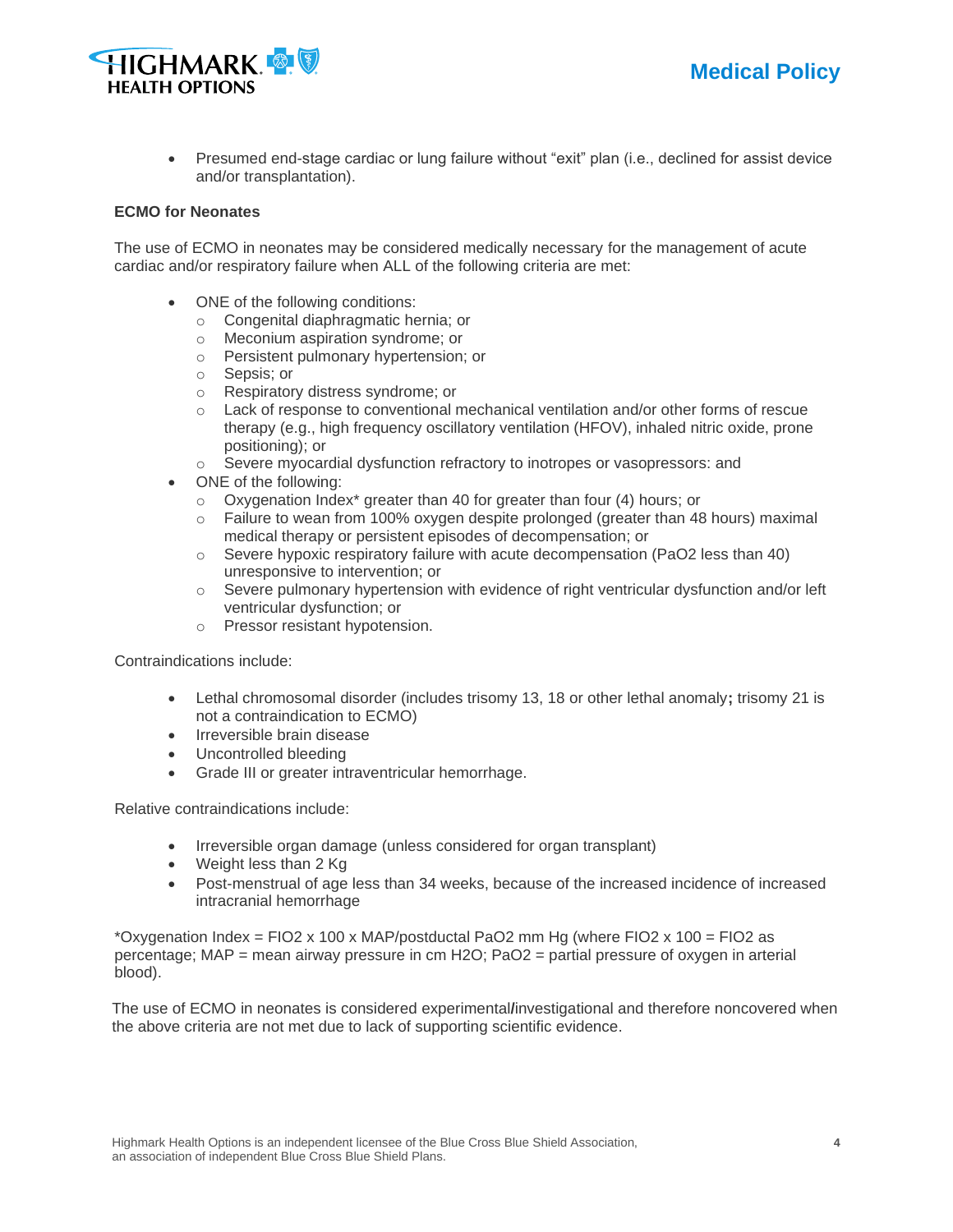- Presumed end-stage cardiac or lung failure without “exit” plan (i.e., declined for assist device and/or transplantation).

**ECMO for Neonates**

The use of ECMO in neonates may be considered medically necessary for the management of acute cardiac and/or respiratory failure when ALL of the following criteria are met:

- ONE of the following conditions:
  - Congenital diaphragmatic hernia; or
  - Meconium aspiration syndrome; or
  - Persistent pulmonary hypertension; or
  - Sepsis; or
  - Respiratory distress syndrome; or
  - Lack of response to conventional mechanical ventilation and/or other forms of rescue therapy (e.g., high frequency oscillatory ventilation (HFOV), inhaled nitric oxide, prone positioning); or
  - Severe myocardial dysfunction refractory to inotropes or vasopressors: and
- ONE of the following:
  - Oxygenation Index* greater than 40 for greater than four (4) hours; or
  - Failure to wean from 100% oxygen despite prolonged (greater than 48 hours) maximal medical therapy or persistent episodes of decompensation; or
  - Severe hypoxic respiratory failure with acute decompensation ($PaO_2$ less than 40) unresponsive to intervention; or
  - Severe pulmonary hypertension with evidence of right ventricular dysfunction and/or left ventricular dysfunction; or
  - Pressor resistant hypotension.

Contraindications include:

- Lethal chromosomal disorder (includes trisomy 13, 18 or other lethal anomaly**;** trisomy 21 is not a contraindication to ECMO)
- Irreversible brain disease
- Uncontrolled bleeding
- Grade III or greater intraventricular hemorrhage.

Relative contraindications include:

- Irreversible organ damage (unless considered for organ transplant)
- Weight less than 2 Kg
- Post-menstrual of age less than 34 weeks, because of the increased incidence of increased intracranial hemorrhage

*Oxygenation Index = $FIO_2 \times 100 \times MAP/\text{postductal } PaO_2$ mm Hg (where $FIO_2 \times 100$ = $FIO_2$ as percentage; MAP = mean airway pressure in cm $H_2O$; $PaO_2$ = partial pressure of oxygen in arterial blood).

The use of ECMO in neonates is considered experimental**/**investigational and therefore noncovered when the above criteria are not met due to lack of supporting scientific evidence.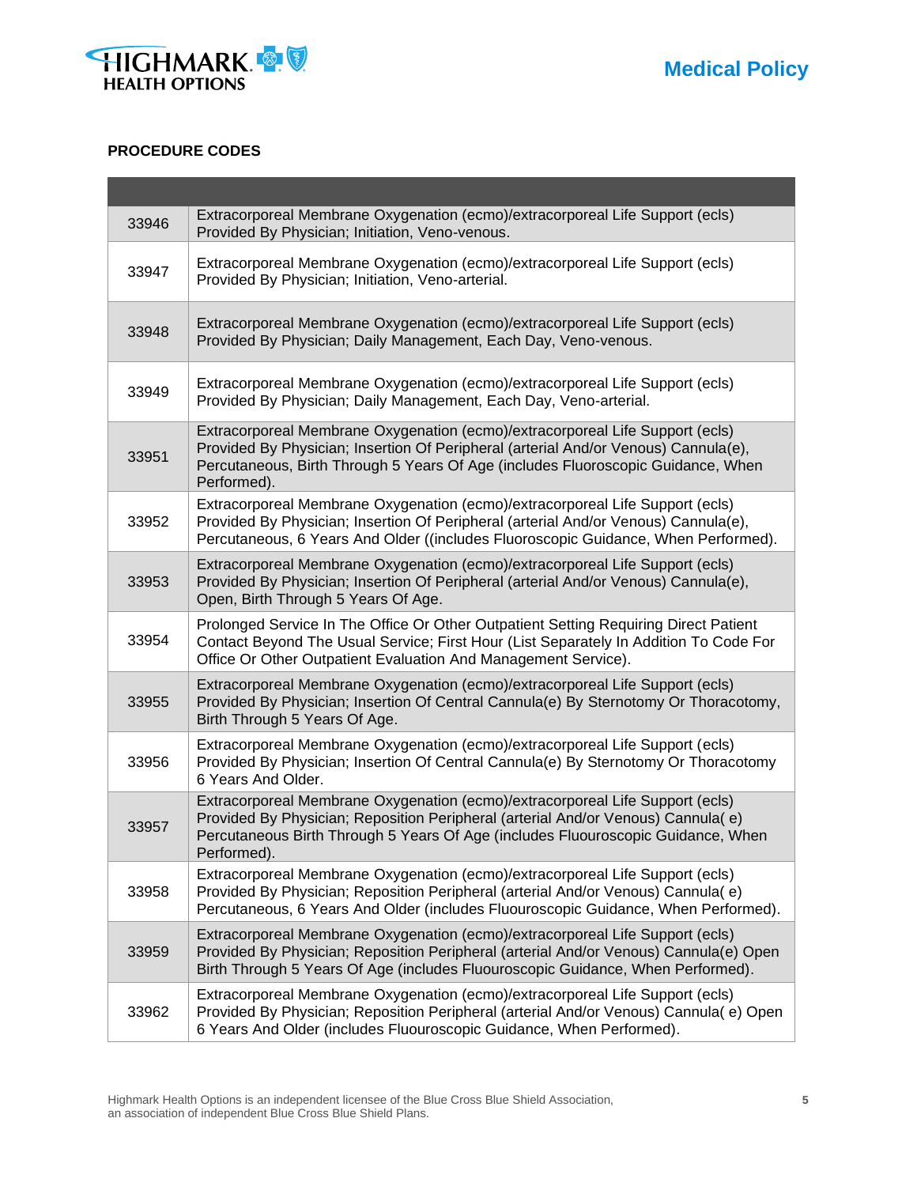**PROCEDURE CODES**

| | |
|---|---|
| 33946 | Extracorporeal Membrane Oxygenation (ecmo)/extracorporeal Life Support (ecls) Provided By Physician; Initiation, Veno-venous. |
| 33947 | Extracorporeal Membrane Oxygenation (ecmo)/extracorporeal Life Support (ecls) Provided By Physician; Initiation, Veno-arterial. |
| 33948 | Extracorporeal Membrane Oxygenation (ecmo)/extracorporeal Life Support (ecls) Provided By Physician; Daily Management, Each Day, Veno-venous. |
| 33949 | Extracorporeal Membrane Oxygenation (ecmo)/extracorporeal Life Support (ecls) Provided By Physician; Daily Management, Each Day, Veno-arterial. |
| 33951 | Extracorporeal Membrane Oxygenation (ecmo)/extracorporeal Life Support (ecls) Provided By Physician; Insertion Of Peripheral (arterial And/or Venous) Cannula(e), Percutaneous, Birth Through 5 Years Of Age (includes Fluoroscopic Guidance, When Performed). |
| 33952 | Extracorporeal Membrane Oxygenation (ecmo)/extracorporeal Life Support (ecls) Provided By Physician; Insertion Of Peripheral (arterial And/or Venous) Cannula(e), Percutaneous, 6 Years And Older ((includes Fluoroscopic Guidance, When Performed). |
| 33953 | Extracorporeal Membrane Oxygenation (ecmo)/extracorporeal Life Support (ecls) Provided By Physician; Insertion Of Peripheral (arterial And/or Venous) Cannula(e), Open, Birth Through 5 Years Of Age. |
| 33954 | Prolonged Service In The Office Or Other Outpatient Setting Requiring Direct Patient Contact Beyond The Usual Service; First Hour (List Separately In Addition To Code For Office Or Other Outpatient Evaluation And Management Service). |
| 33955 | Extracorporeal Membrane Oxygenation (ecmo)/extracorporeal Life Support (ecls) Provided By Physician; Insertion Of Central Cannula(e) By Sternotomy Or Thoracotomy, Birth Through 5 Years Of Age. |
| 33956 | Extracorporeal Membrane Oxygenation (ecmo)/extracorporeal Life Support (ecls) Provided By Physician; Insertion Of Central Cannula(e) By Sternotomy Or Thoracotomy 6 Years And Older. |
| 33957 | Extracorporeal Membrane Oxygenation (ecmo)/extracorporeal Life Support (ecls) Provided By Physician; Reposition Peripheral (arterial And/or Venous) Cannula( e) Percutaneous Birth Through 5 Years Of Age (includes Fluouroscopic Guidance, When Performed). |
| 33958 | Extracorporeal Membrane Oxygenation (ecmo)/extracorporeal Life Support (ecls) Provided By Physician; Reposition Peripheral (arterial And/or Venous) Cannula( e) Percutaneous, 6 Years And Older (includes Fluouroscopic Guidance, When Performed). |
| 33959 | Extracorporeal Membrane Oxygenation (ecmo)/extracorporeal Life Support (ecls) Provided By Physician; Reposition Peripheral (arterial And/or Venous) Cannula(e) Open Birth Through 5 Years Of Age (includes Fluouroscopic Guidance, When Performed). |
| 33962 | Extracorporeal Membrane Oxygenation (ecmo)/extracorporeal Life Support (ecls) Provided By Physician; Reposition Peripheral (arterial And/or Venous) Cannula( e) Open 6 Years And Older (includes Fluouroscopic Guidance, When Performed). |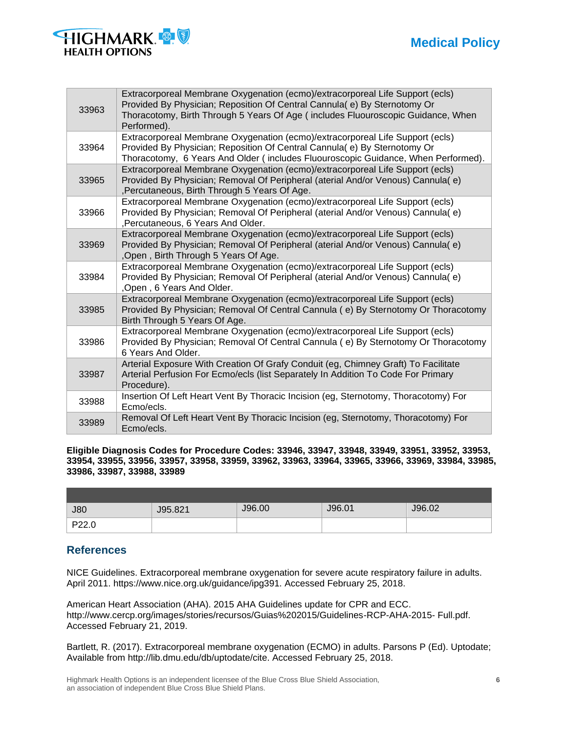| | |
|---|---|
| 33963 | Extracorporeal Membrane Oxygenation (ecmo)/extracorporeal Life Support (ecls) Provided By Physician; Reposition Of Central Cannula( e) By Sternotomy Or Thoracotomy, Birth Through 5 Years Of Age ( includes Fluouroscopic Guidance, When Performed). |
| 33964 | Extracorporeal Membrane Oxygenation (ecmo)/extracorporeal Life Support (ecls) Provided By Physician; Reposition Of Central Cannula( e) By Sternotomy Or Thoracotomy, 6 Years And Older ( includes Fluouroscopic Guidance, When Performed). |
| 33965 | Extracorporeal Membrane Oxygenation (ecmo)/extracorporeal Life Support (ecls) Provided By Physician; Removal Of Peripheral (aterial And/or Venous) Cannula( e) ,Percutaneous, Birth Through 5 Years Of Age. |
| 33966 | Extracorporeal Membrane Oxygenation (ecmo)/extracorporeal Life Support (ecls) Provided By Physician; Removal Of Peripheral (aterial And/or Venous) Cannula( e) ,Percutaneous, 6 Years And Older. |
| 33969 | Extracorporeal Membrane Oxygenation (ecmo)/extracorporeal Life Support (ecls) Provided By Physician; Removal Of Peripheral (aterial And/or Venous) Cannula( e) ,Open , Birth Through 5 Years Of Age. |
| 33984 | Extracorporeal Membrane Oxygenation (ecmo)/extracorporeal Life Support (ecls) Provided By Physician; Removal Of Peripheral (aterial And/or Venous) Cannula( e) ,Open , 6 Years And Older. |
| 33985 | Extracorporeal Membrane Oxygenation (ecmo)/extracorporeal Life Support (ecls) Provided By Physician; Removal Of Central Cannula ( e) By Sternotomy Or Thoracotomy Birth Through 5 Years Of Age. |
| 33986 | Extracorporeal Membrane Oxygenation (ecmo)/extracorporeal Life Support (ecls) Provided By Physician; Removal Of Central Cannula ( e) By Sternotomy Or Thoracotomy 6 Years And Older. |
| 33987 | Arterial Exposure With Creation Of Grafy Conduit (eg, Chimney Graft) To Facilitate Arterial Perfusion For Ecmo/ecls (list Separately In Addition To Code For Primary Procedure). |
| 33988 | Insertion Of Left Heart Vent By Thoracic Incision (eg, Sternotomy, Thoracotomy) For Ecmo/ecls. |
| 33989 | Removal Of Left Heart Vent By Thoracic Incision (eg, Sternotomy, Thoracotomy) For Ecmo/ecls. |

**Eligible Diagnosis Codes for Procedure Codes: 33946, 33947, 33948, 33949, 33951, 33952, 33953, 33954, 33955, 33956, 33957, 33958, 33959, 33962, 33963, 33964, 33965, 33966, 33969, 33984, 33985, 33986, 33987, 33988, 33989**

| | | | | |
|---|---|---|---|---|
| J80 | J95.821 | J96.00 | J96.01 | J96.02 |
| P22.0 | | | | |

## References

NICE Guidelines. Extracorporeal membrane oxygenation for severe acute respiratory failure in adults. April 2011. https://www.nice.org.uk/guidance/ipg391. Accessed February 25, 2018.

American Heart Association (AHA). 2015 AHA Guidelines update for CPR and ECC. http://www.cercp.org/images/stories/recursos/Guias%202015/Guidelines-RCP-AHA-2015- Full.pdf. Accessed February 21, 2019.

Bartlett, R. (2017). Extracorporeal membrane oxygenation (ECMO) in adults. Parsons P (Ed). Uptodate; Available from http://lib.dmu.edu/db/uptodate/cite. Accessed February 25, 2018.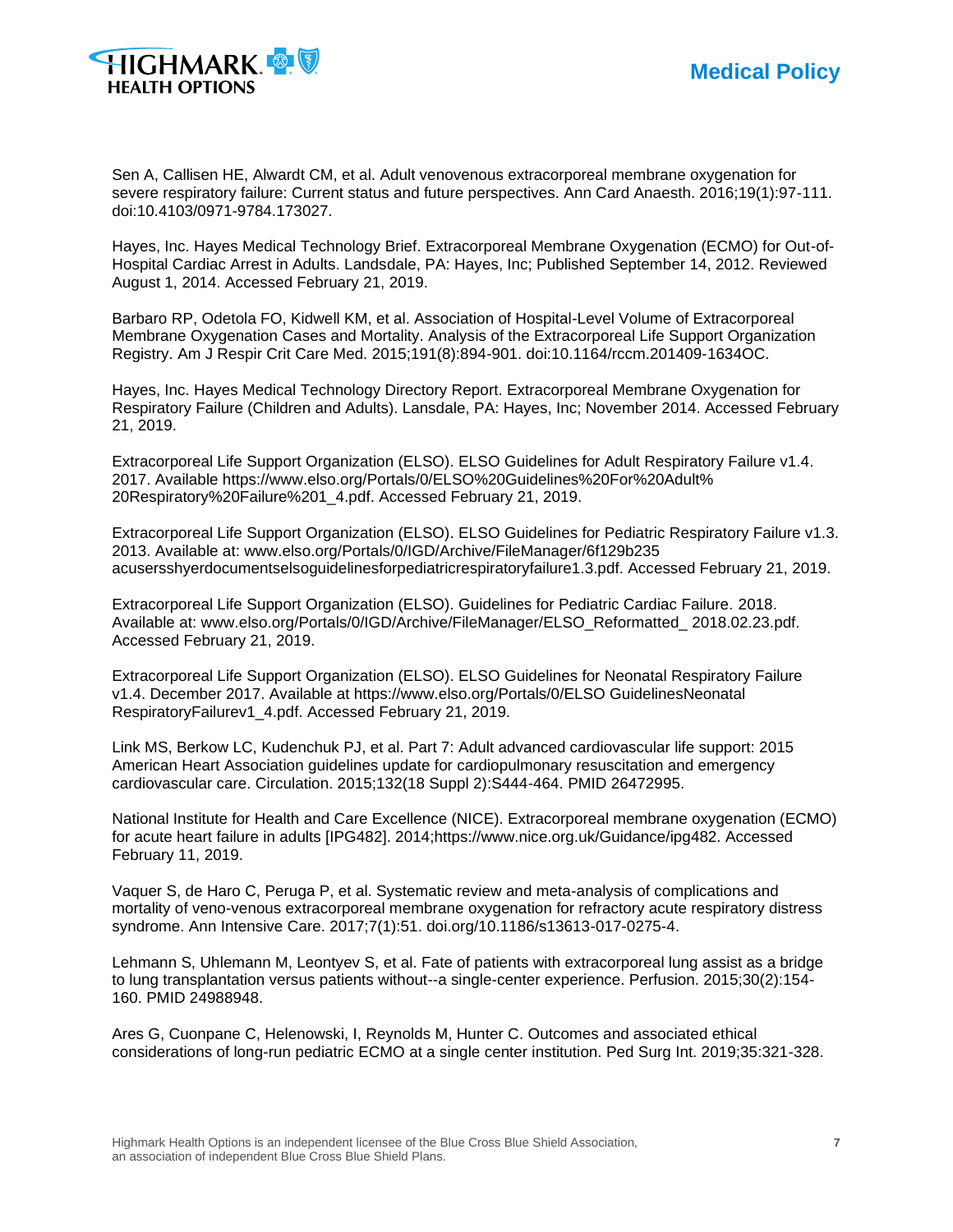Sen A, Callisen HE, Alwardt CM, et al. Adult venovenous extracorporeal membrane oxygenation for severe respiratory failure: Current status and future perspectives. Ann Card Anaesth. 2016;19(1):97-111. doi:10.4103/0971-9784.173027.

Hayes, Inc. Hayes Medical Technology Brief. Extracorporeal Membrane Oxygenation (ECMO) for Out-of-Hospital Cardiac Arrest in Adults. Landsdale, PA: Hayes, Inc; Published September 14, 2012. Reviewed August 1, 2014. Accessed February 21, 2019.

Barbaro RP, Odetola FO, Kidwell KM, et al. Association of Hospital-Level Volume of Extracorporeal Membrane Oxygenation Cases and Mortality. Analysis of the Extracorporeal Life Support Organization Registry. Am J Respir Crit Care Med. 2015;191(8):894-901. doi:10.1164/rccm.201409-1634OC.

Hayes, Inc. Hayes Medical Technology Directory Report. Extracorporeal Membrane Oxygenation for Respiratory Failure (Children and Adults). Lansdale, PA: Hayes, Inc; November 2014. Accessed February 21, 2019.

Extracorporeal Life Support Organization (ELSO). ELSO Guidelines for Adult Respiratory Failure v1.4. 2017. Available https://www.elso.org/Portals/0/ELSO%20Guidelines%20For%20Adult%20Respiratory%20Failure%201_4.pdf. Accessed February 21, 2019.

Extracorporeal Life Support Organization (ELSO). ELSO Guidelines for Pediatric Respiratory Failure v1.3. 2013. Available at: www.elso.org/Portals/0/IGD/Archive/FileManager/6f129b235 acusersshyerdocumentselsoguidelinesforpediatricrespiratoryfailure1.3.pdf. Accessed February 21, 2019.

Extracorporeal Life Support Organization (ELSO). Guidelines for Pediatric Cardiac Failure. 2018. Available at: www.elso.org/Portals/0/IGD/Archive/FileManager/ELSO_Reformatted_ 2018.02.23.pdf. Accessed February 21, 2019.

Extracorporeal Life Support Organization (ELSO). ELSO Guidelines for Neonatal Respiratory Failure v1.4. December 2017. Available at https://www.elso.org/Portals/0/ELSO GuidelinesNeonatal RespiratoryFailurev1_4.pdf. Accessed February 21, 2019.

Link MS, Berkow LC, Kudenchuk PJ, et al. Part 7: Adult advanced cardiovascular life support: 2015 American Heart Association guidelines update for cardiopulmonary resuscitation and emergency cardiovascular care. Circulation. 2015;132(18 Suppl 2):S444-464. PMID 26472995.

National Institute for Health and Care Excellence (NICE). Extracorporeal membrane oxygenation (ECMO) for acute heart failure in adults [IPG482]. 2014;https://www.nice.org.uk/Guidance/ipg482. Accessed February 11, 2019.

Vaquer S, de Haro C, Peruga P, et al. Systematic review and meta-analysis of complications and mortality of veno-venous extracorporeal membrane oxygenation for refractory acute respiratory distress syndrome. Ann Intensive Care. 2017;7(1):51. doi.org/10.1186/s13613-017-0275-4.

Lehmann S, Uhlemann M, Leontyev S, et al. Fate of patients with extracorporeal lung assist as a bridge to lung transplantation versus patients without--a single-center experience. Perfusion. 2015;30(2):154-160. PMID 24988948.

Ares G, Cuonpane C, Helenowski, I, Reynolds M, Hunter C. Outcomes and associated ethical considerations of long-run pediatric ECMO at a single center institution. Ped Surg Int. 2019;35:321-328.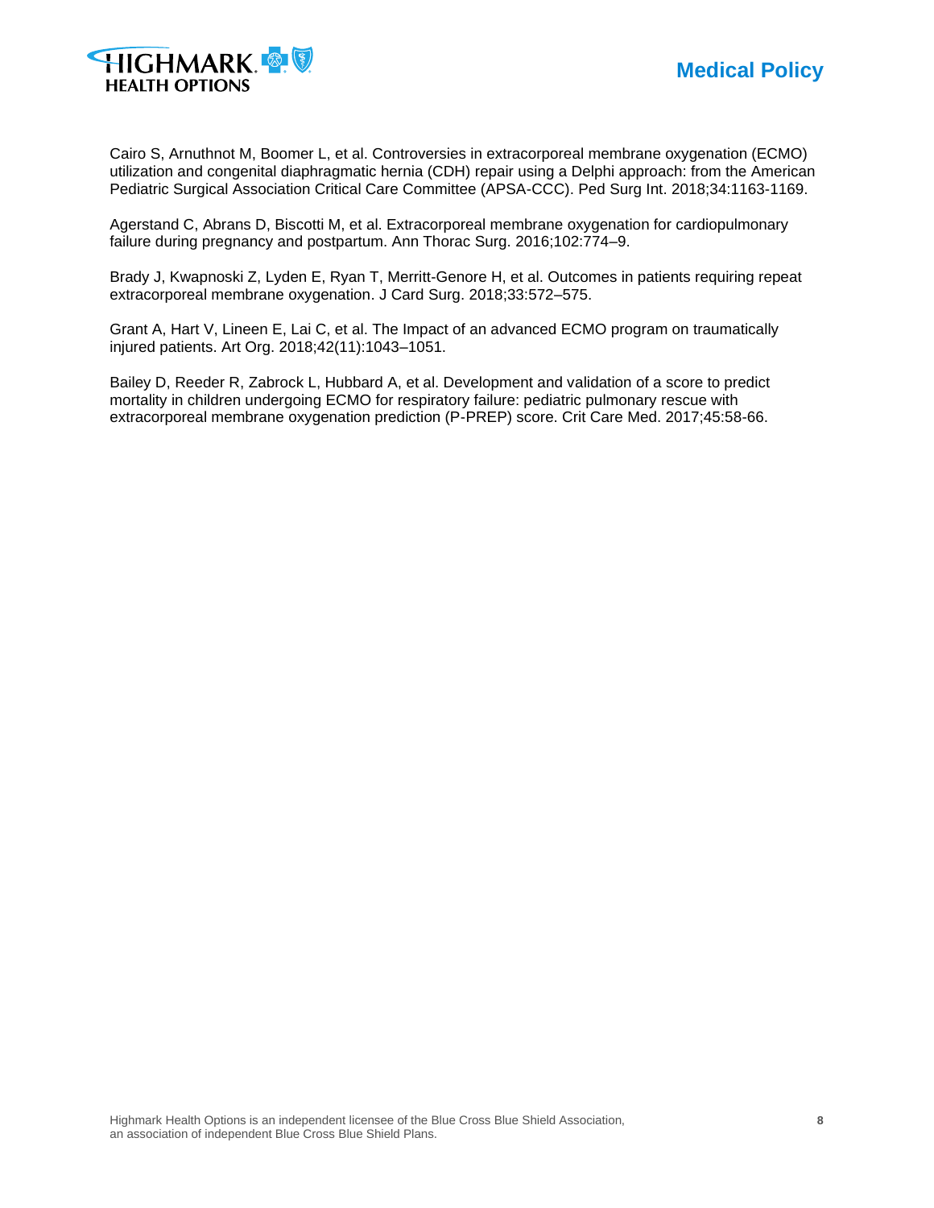Cairo S, Arnuthnot M, Boomer L, et al. Controversies in extracorporeal membrane oxygenation (ECMO) utilization and congenital diaphragmatic hernia (CDH) repair using a Delphi approach: from the American Pediatric Surgical Association Critical Care Committee (APSA-CCC). Ped Surg Int. 2018;34:1163-1169.

Agerstand C, Abrans D, Biscotti M, et al. Extracorporeal membrane oxygenation for cardiopulmonary failure during pregnancy and postpartum. Ann Thorac Surg. 2016;102:774–9.

Brady J, Kwapnoski Z, Lyden E, Ryan T, Merritt-Genore H, et al. Outcomes in patients requiring repeat extracorporeal membrane oxygenation. J Card Surg. 2018;33:572–575.

Grant A, Hart V, Lineen E, Lai C, et al. The Impact of an advanced ECMO program on traumatically injured patients. Art Org. 2018;42(11):1043–1051.

Bailey D, Reeder R, Zabrock L, Hubbard A, et al. Development and validation of a score to predict mortality in children undergoing ECMO for respiratory failure: pediatric pulmonary rescue with extracorporeal membrane oxygenation prediction (P-PREP) score. Crit Care Med. 2017;45:58-66.